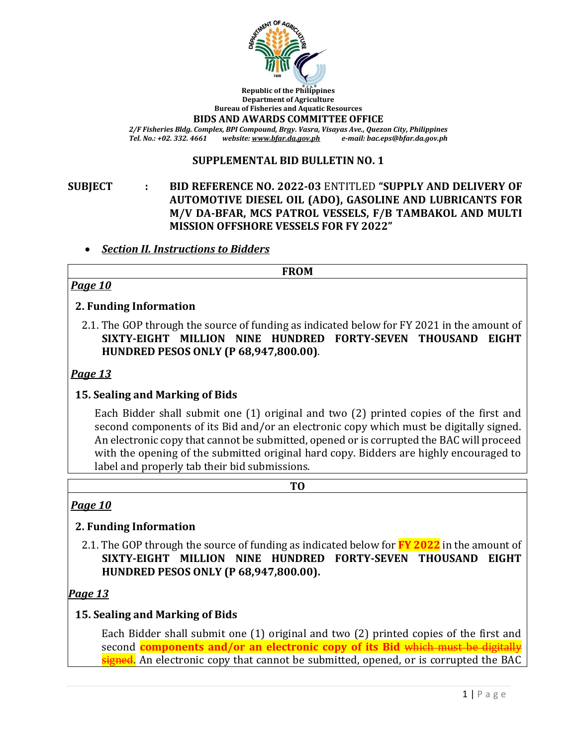Republic of the Philippines
Department of Agriculture
Bureau of Fisheries and Aquatic Resources
**BIDS AND AWARDS COMMITTEE OFFICE**
*2/F Fisheries Bldg. Complex, BPI Compound, Brgy. Vasra, Visayas Ave., Quezon City, Philippines*
*Tel. No.: +02. 332. 4661 website: www.bfar.da.gov.ph e-mail: bac.eps@bfar.da.gov.ph*

## SUPPLEMENTAL BID BULLETIN NO. 1

**SUBJECT : BID REFERENCE NO. 2022-03** ENTITLED **"SUPPLY AND DELIVERY OF AUTOMOTIVE DIESEL OIL (ADO), GASOLINE AND LUBRICANTS FOR M/V DA-BFAR, MCS PATROL VESSELS, F/B TAMBAKOL AND MULTI MISSION OFFSHORE VESSELS FOR FY 2022"**

- ***Section II. Instructions to Bidders***

**FROM**

***Page 10***

**2. Funding Information**

2.1. The GOP through the source of funding as indicated below for FY 2021 in the amount of **SIXTY-EIGHT MILLION NINE HUNDRED FORTY-SEVEN THOUSAND EIGHT HUNDRED PESOS ONLY (P 68,947,800.00)**.

***Page 13***

**15. Sealing and Marking of Bids**

Each Bidder shall submit one (1) original and two (2) printed copies of the first and second components of its Bid and/or an electronic copy which must be digitally signed. An electronic copy that cannot be submitted, opened or is corrupted the BAC will proceed with the opening of the submitted original hard copy. Bidders are highly encouraged to label and properly tab their bid submissions.

**TO**

***Page 10***

**2. Funding Information**

2.1. The GOP through the source of funding as indicated below for **FY 2022** in the amount of **SIXTY-EIGHT MILLION NINE HUNDRED FORTY-SEVEN THOUSAND EIGHT HUNDRED PESOS ONLY (P 68,947,800.00).**

***Page 13***

**15. Sealing and Marking of Bids**

Each Bidder shall submit one (1) original and two (2) printed copies of the first and second **components and/or an electronic copy of its Bid** ~~which must be digitally signed.~~ An electronic copy that cannot be submitted, opened, or is corrupted the BAC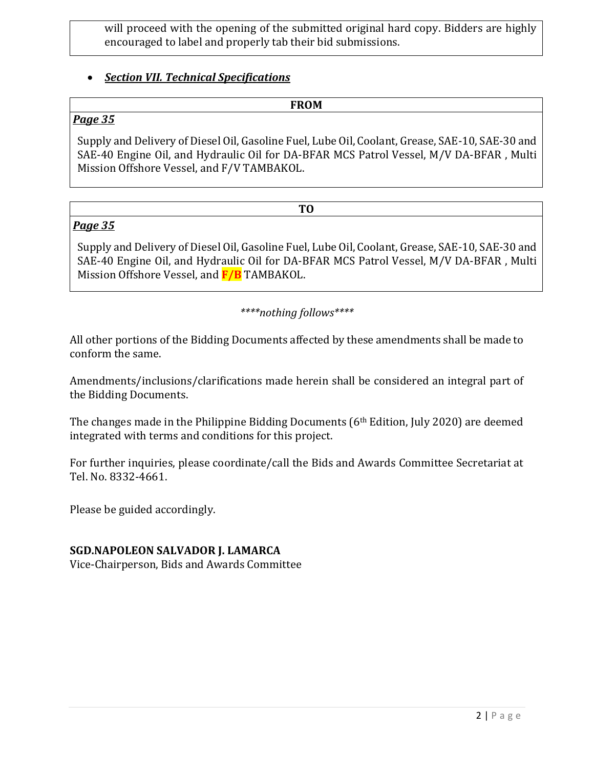will proceed with the opening of the submitted original hard copy. Bidders are highly encouraged to label and properly tab their bid submissions.

- ***Section VII. Technical Specifications***

| FROM |
|---|
| ***Page 35*** |
| Supply and Delivery of Diesel Oil, Gasoline Fuel, Lube Oil, Coolant, Grease, SAE-10, SAE-30 and SAE-40 Engine Oil, and Hydraulic Oil for DA-BFAR MCS Patrol Vessel, M/V DA-BFAR , Multi Mission Offshore Vessel, and F/V TAMBAKOL. |

| TO |
|---|
| ***Page 35*** |
| Supply and Delivery of Diesel Oil, Gasoline Fuel, Lube Oil, Coolant, Grease, SAE-10, SAE-30 and SAE-40 Engine Oil, and Hydraulic Oil for DA-BFAR MCS Patrol Vessel, M/V DA-BFAR , Multi Mission Offshore Vessel, and **F/B** TAMBAKOL. |

*\*\*\*\*nothing follows\*\*\*\**

All other portions of the Bidding Documents affected by these amendments shall be made to conform the same.

Amendments/inclusions/clarifications made herein shall be considered an integral part of the Bidding Documents.

The changes made in the Philippine Bidding Documents (6th Edition, July 2020) are deemed integrated with terms and conditions for this project.

For further inquiries, please coordinate/call the Bids and Awards Committee Secretariat at Tel. No. 8332-4661.

Please be guided accordingly.

**SGD.NAPOLEON SALVADOR J. LAMARCA**
Vice-Chairperson, Bids and Awards Committee